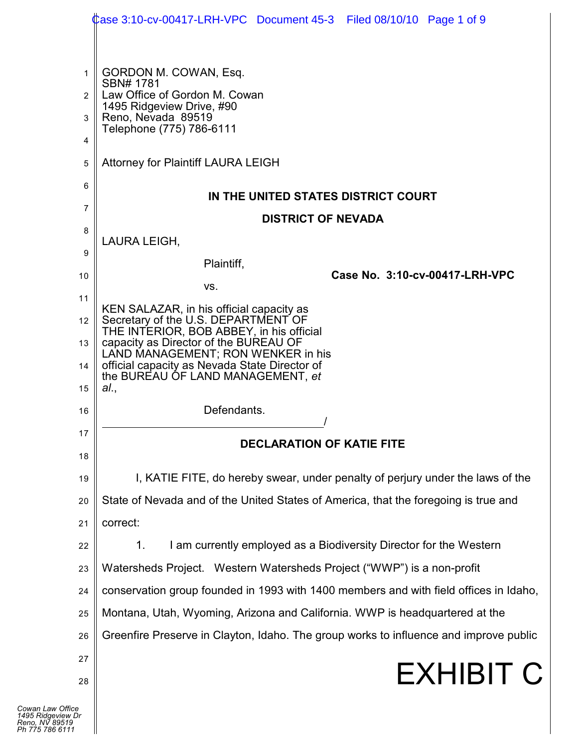GORDON M. COWAN, Esq.
SBN# 1781
Law Office of Gordon M. Cowan
1495 Ridgeview Drive, #90
Reno, Nevada 89519
Telephone (775) 786-6111

Attorney for Plaintiff LAURA LEIGH

**IN THE UNITED STATES DISTRICT COURT**

**DISTRICT OF NEVADA**

LAURA LEIGH,

Plaintiff,

vs.

KEN SALAZAR, in his official capacity as Secretary of the U.S. DEPARTMENT OF THE INTERIOR, BOB ABBEY, in his official capacity as Director of the BUREAU OF LAND MANAGEMENT; RON WENKER in his official capacity as Nevada State Director of the BUREAU OF LAND MANAGEMENT, *et al.*,

Defendants.
_______________________________________/

**Case No. 3:10-cv-00417-LRH-VPC**

**DECLARATION OF KATIE FITE**

I, KATIE FITE, do hereby swear, under penalty of perjury under the laws of the State of Nevada and of the United States of America, that the foregoing is true and correct:

1. I am currently employed as a Biodiversity Director for the Western Watersheds Project. Western Watersheds Project ("WWP") is a non-profit conservation group founded in 1993 with 1400 members and with field offices in Idaho, Montana, Utah, Wyoming, Arizona and California. WWP is headquartered at the Greenfire Preserve in Clayton, Idaho. The group works to influence and improve public

EXHIBIT C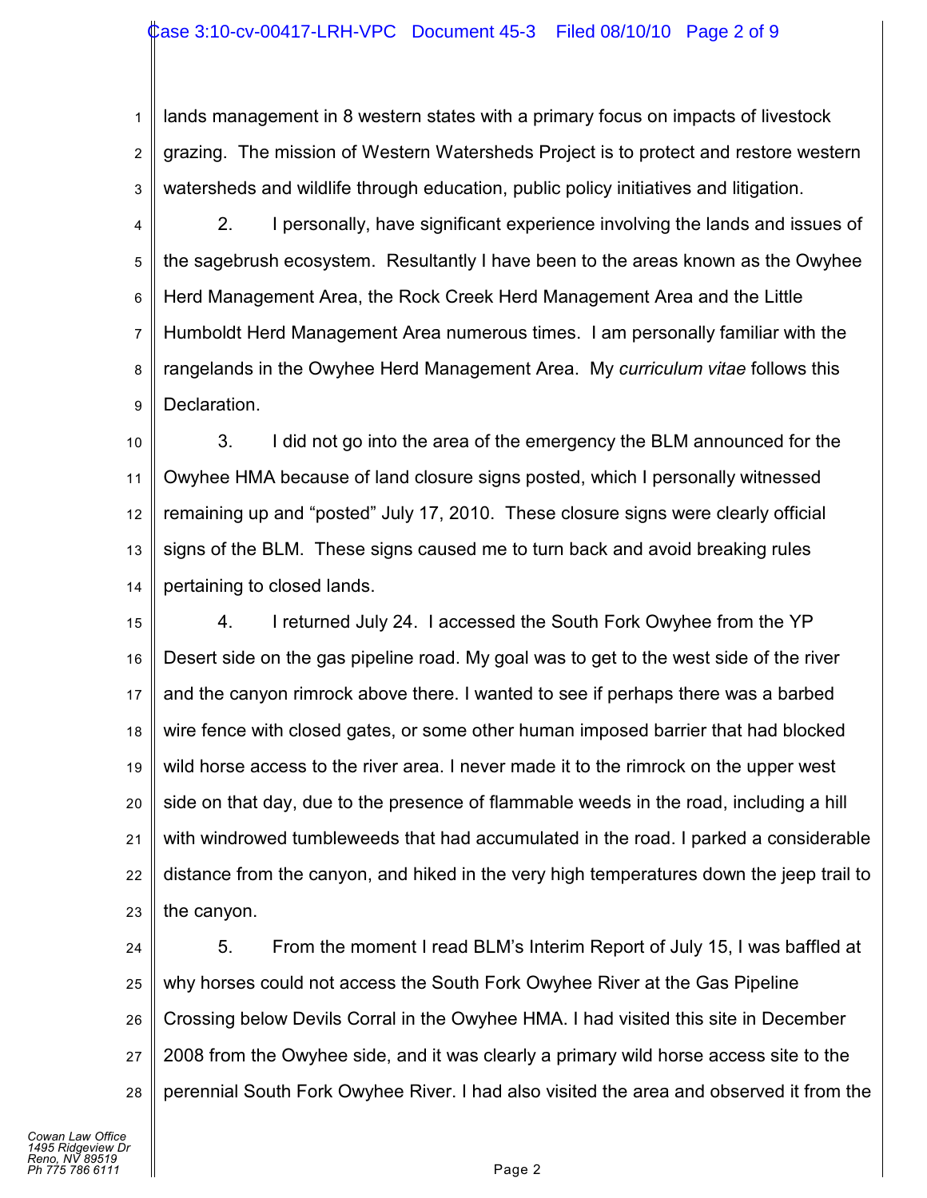lands management in 8 western states with a primary focus on impacts of livestock grazing. The mission of Western Watersheds Project is to protect and restore western watersheds and wildlife through education, public policy initiatives and litigation.

2. I personally, have significant experience involving the lands and issues of the sagebrush ecosystem. Resultantly I have been to the areas known as the Owyhee Herd Management Area, the Rock Creek Herd Management Area and the Little Humboldt Herd Management Area numerous times. I am personally familiar with the rangelands in the Owyhee Herd Management Area. My *curriculum vitae* follows this Declaration.

3. I did not go into the area of the emergency the BLM announced for the Owyhee HMA because of land closure signs posted, which I personally witnessed remaining up and "posted" July 17, 2010. These closure signs were clearly official signs of the BLM. These signs caused me to turn back and avoid breaking rules pertaining to closed lands.

4. I returned July 24. I accessed the South Fork Owyhee from the YP Desert side on the gas pipeline road. My goal was to get to the west side of the river and the canyon rimrock above there. I wanted to see if perhaps there was a barbed wire fence with closed gates, or some other human imposed barrier that had blocked wild horse access to the river area. I never made it to the rimrock on the upper west side on that day, due to the presence of flammable weeds in the road, including a hill with windrowed tumbleweeds that had accumulated in the road. I parked a considerable distance from the canyon, and hiked in the very high temperatures down the jeep trail to the canyon.

5. From the moment I read BLM's Interim Report of July 15, I was baffled at why horses could not access the South Fork Owyhee River at the Gas Pipeline Crossing below Devils Corral in the Owyhee HMA. I had visited this site in December 2008 from the Owyhee side, and it was clearly a primary wild horse access site to the perennial South Fork Owyhee River. I had also visited the area and observed it from the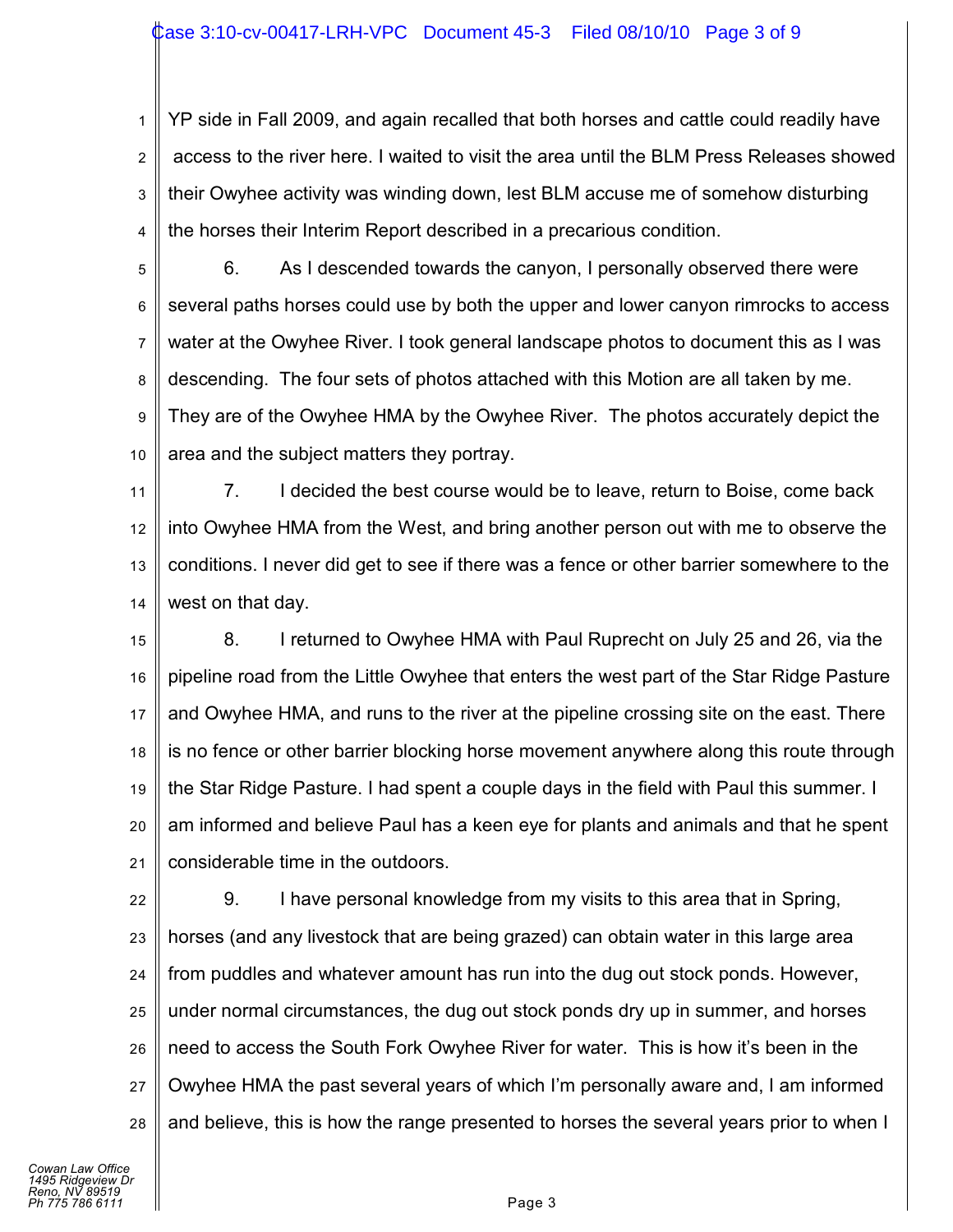YP side in Fall 2009, and again recalled that both horses and cattle could readily have access to the river here. I waited to visit the area until the BLM Press Releases showed their Owyhee activity was winding down, lest BLM accuse me of somehow disturbing the horses their Interim Report described in a precarious condition.

6. As I descended towards the canyon, I personally observed there were several paths horses could use by both the upper and lower canyon rimrocks to access water at the Owyhee River. I took general landscape photos to document this as I was descending. The four sets of photos attached with this Motion are all taken by me. They are of the Owyhee HMA by the Owyhee River. The photos accurately depict the area and the subject matters they portray.

7. I decided the best course would be to leave, return to Boise, come back into Owyhee HMA from the West, and bring another person out with me to observe the conditions. I never did get to see if there was a fence or other barrier somewhere to the west on that day.

8. I returned to Owyhee HMA with Paul Ruprecht on July 25 and 26, via the pipeline road from the Little Owyhee that enters the west part of the Star Ridge Pasture and Owyhee HMA, and runs to the river at the pipeline crossing site on the east. There is no fence or other barrier blocking horse movement anywhere along this route through the Star Ridge Pasture. I had spent a couple days in the field with Paul this summer. I am informed and believe Paul has a keen eye for plants and animals and that he spent considerable time in the outdoors.

9. I have personal knowledge from my visits to this area that in Spring, horses (and any livestock that are being grazed) can obtain water in this large area from puddles and whatever amount has run into the dug out stock ponds. However, under normal circumstances, the dug out stock ponds dry up in summer, and horses need to access the South Fork Owyhee River for water. This is how it's been in the Owyhee HMA the past several years of which I'm personally aware and, I am informed and believe, this is how the range presented to horses the several years prior to when I

*Cowan Law Office*
*1495 Ridgeview Dr*
*Reno, NV 89519*
*Ph 775 786 6111*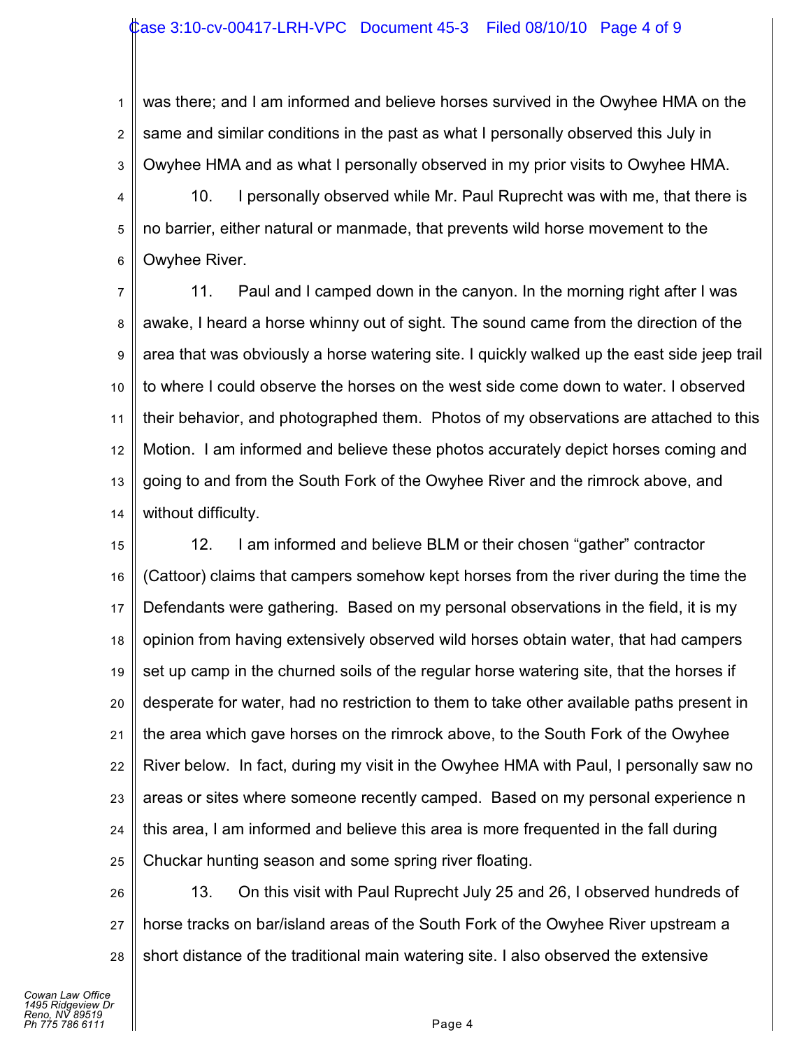was there; and I am informed and believe horses survived in the Owyhee HMA on the same and similar conditions in the past as what I personally observed this July in Owyhee HMA and as what I personally observed in my prior visits to Owyhee HMA.

10. I personally observed while Mr. Paul Ruprecht was with me, that there is no barrier, either natural or manmade, that prevents wild horse movement to the Owyhee River.

11. Paul and I camped down in the canyon. In the morning right after I was awake, I heard a horse whinny out of sight. The sound came from the direction of the area that was obviously a horse watering site. I quickly walked up the east side jeep trail to where I could observe the horses on the west side come down to water. I observed their behavior, and photographed them. Photos of my observations are attached to this Motion. I am informed and believe these photos accurately depict horses coming and going to and from the South Fork of the Owyhee River and the rimrock above, and without difficulty.

12. I am informed and believe BLM or their chosen "gather" contractor (Cattoor) claims that campers somehow kept horses from the river during the time the Defendants were gathering. Based on my personal observations in the field, it is my opinion from having extensively observed wild horses obtain water, that had campers set up camp in the churned soils of the regular horse watering site, that the horses if desperate for water, had no restriction to them to take other available paths present in the area which gave horses on the rimrock above, to the South Fork of the Owyhee River below. In fact, during my visit in the Owyhee HMA with Paul, I personally saw no areas or sites where someone recently camped. Based on my personal experience n this area, I am informed and believe this area is more frequented in the fall during Chuckar hunting season and some spring river floating.

13. On this visit with Paul Ruprecht July 25 and 26, I observed hundreds of horse tracks on bar/island areas of the South Fork of the Owyhee River upstream a short distance of the traditional main watering site. I also observed the extensive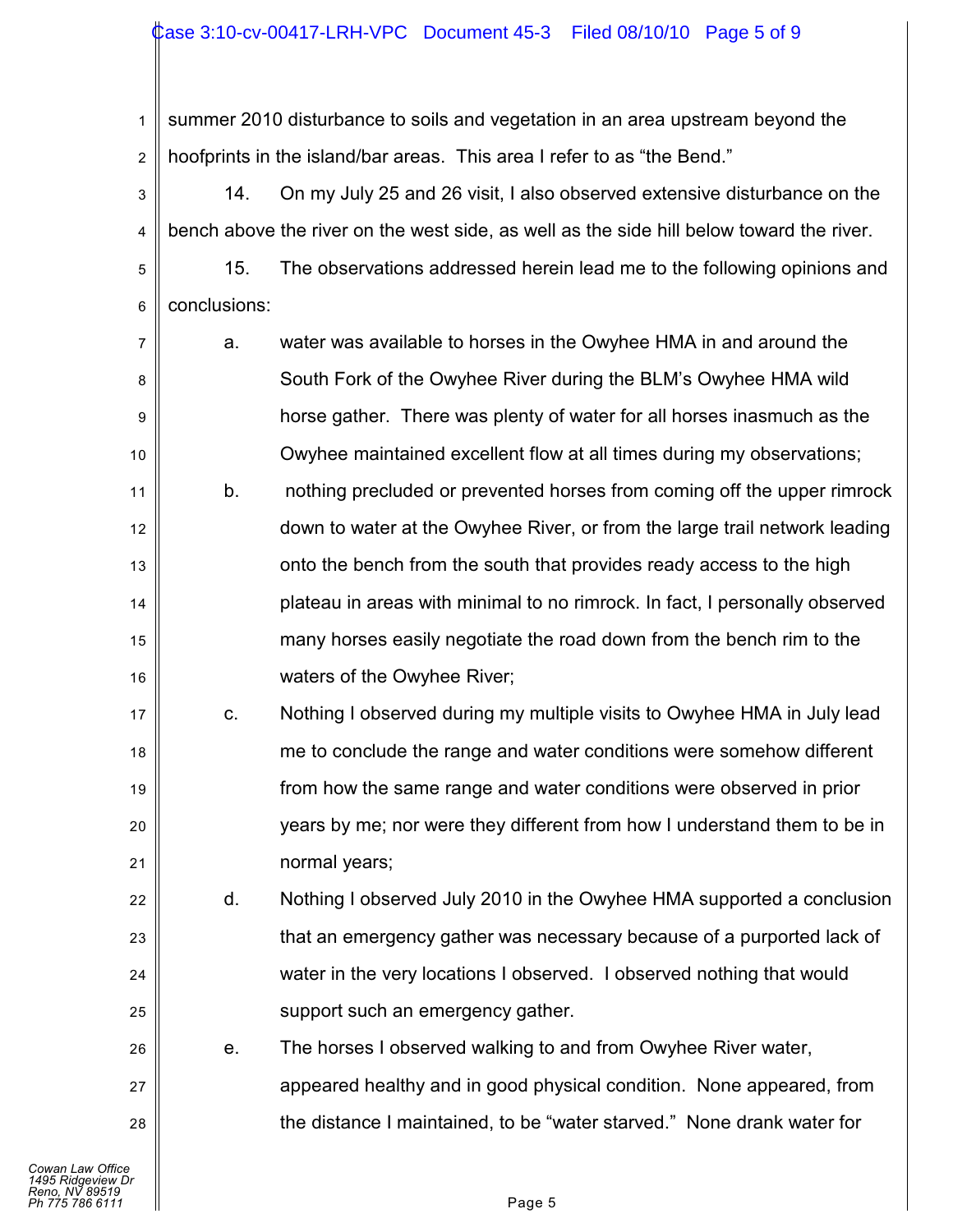summer 2010 disturbance to soils and vegetation in an area upstream beyond the hoofprints in the island/bar areas. This area I refer to as "the Bend."

14. On my July 25 and 26 visit, I also observed extensive disturbance on the bench above the river on the west side, as well as the side hill below toward the river.

15. The observations addressed herein lead me to the following opinions and conclusions:

a. water was available to horses in the Owyhee HMA in and around the South Fork of the Owyhee River during the BLM's Owyhee HMA wild horse gather. There was plenty of water for all horses inasmuch as the Owyhee maintained excellent flow at all times during my observations;

b. nothing precluded or prevented horses from coming off the upper rimrock down to water at the Owyhee River, or from the large trail network leading onto the bench from the south that provides ready access to the high plateau in areas with minimal to no rimrock. In fact, I personally observed many horses easily negotiate the road down from the bench rim to the waters of the Owyhee River;

c. Nothing I observed during my multiple visits to Owyhee HMA in July lead me to conclude the range and water conditions were somehow different from how the same range and water conditions were observed in prior years by me; nor were they different from how I understand them to be in normal years;

d. Nothing I observed July 2010 in the Owyhee HMA supported a conclusion that an emergency gather was necessary because of a purported lack of water in the very locations I observed. I observed nothing that would support such an emergency gather.

e. The horses I observed walking to and from Owyhee River water, appeared healthy and in good physical condition. None appeared, from the distance I maintained, to be "water starved." None drank water for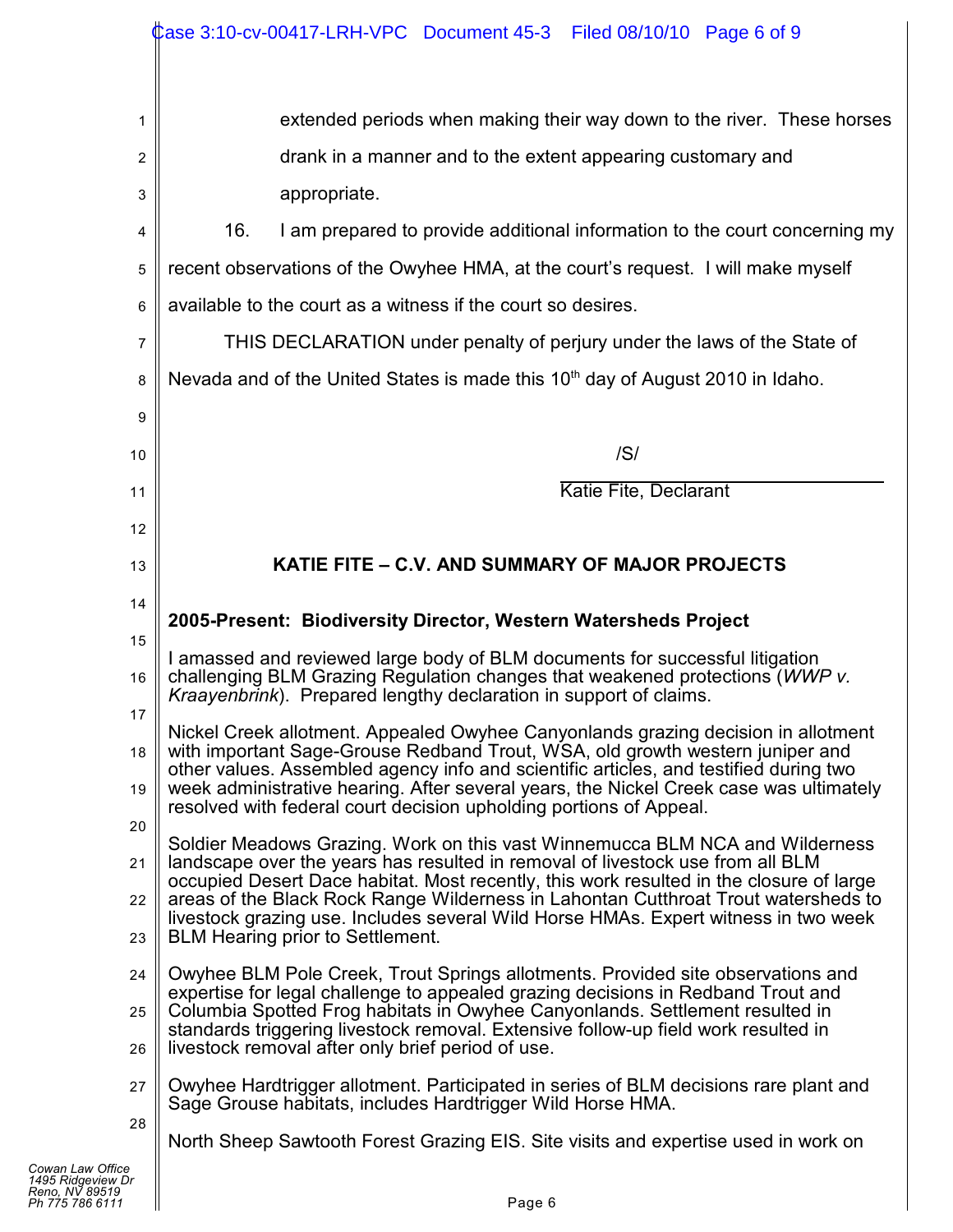extended periods when making their way down to the river. These horses drank in a manner and to the extent appearing customary and appropriate.

16. I am prepared to provide additional information to the court concerning my recent observations of the Owyhee HMA, at the court's request. I will make myself available to the court as a witness if the court so desires.

THIS DECLARATION under penalty of perjury under the laws of the State of Nevada and of the United States is made this 10th day of August 2010 in Idaho.

/S/

Katie Fite, Declarant

**KATIE FITE – C.V. AND SUMMARY OF MAJOR PROJECTS**

**2005-Present: Biodiversity Director, Western Watersheds Project**

I amassed and reviewed large body of BLM documents for successful litigation challenging BLM Grazing Regulation changes that weakened protections (*WWP v. Kraayenbrink*). Prepared lengthy declaration in support of claims.

Nickel Creek allotment. Appealed Owyhee Canyonlands grazing decision in allotment with important Sage-Grouse Redband Trout, WSA, old growth western juniper and other values. Assembled agency info and scientific articles, and testified during two week administrative hearing. After several years, the Nickel Creek case was ultimately resolved with federal court decision upholding portions of Appeal.

Soldier Meadows Grazing. Work on this vast Winnemucca BLM NCA and Wilderness landscape over the years has resulted in removal of livestock use from all BLM occupied Desert Dace habitat. Most recently, this work resulted in the closure of large areas of the Black Rock Range Wilderness in Lahontan Cutthroat Trout watersheds to livestock grazing use. Includes several Wild Horse HMAs. Expert witness in two week BLM Hearing prior to Settlement.

Owyhee BLM Pole Creek, Trout Springs allotments. Provided site observations and expertise for legal challenge to appealed grazing decisions in Redband Trout and Columbia Spotted Frog habitats in Owyhee Canyonlands. Settlement resulted in standards triggering livestock removal. Extensive follow-up field work resulted in livestock removal after only brief period of use.

Owyhee Hardtrigger allotment. Participated in series of BLM decisions rare plant and Sage Grouse habitats, includes Hardtrigger Wild Horse HMA.

North Sheep Sawtooth Forest Grazing EIS. Site visits and expertise used in work on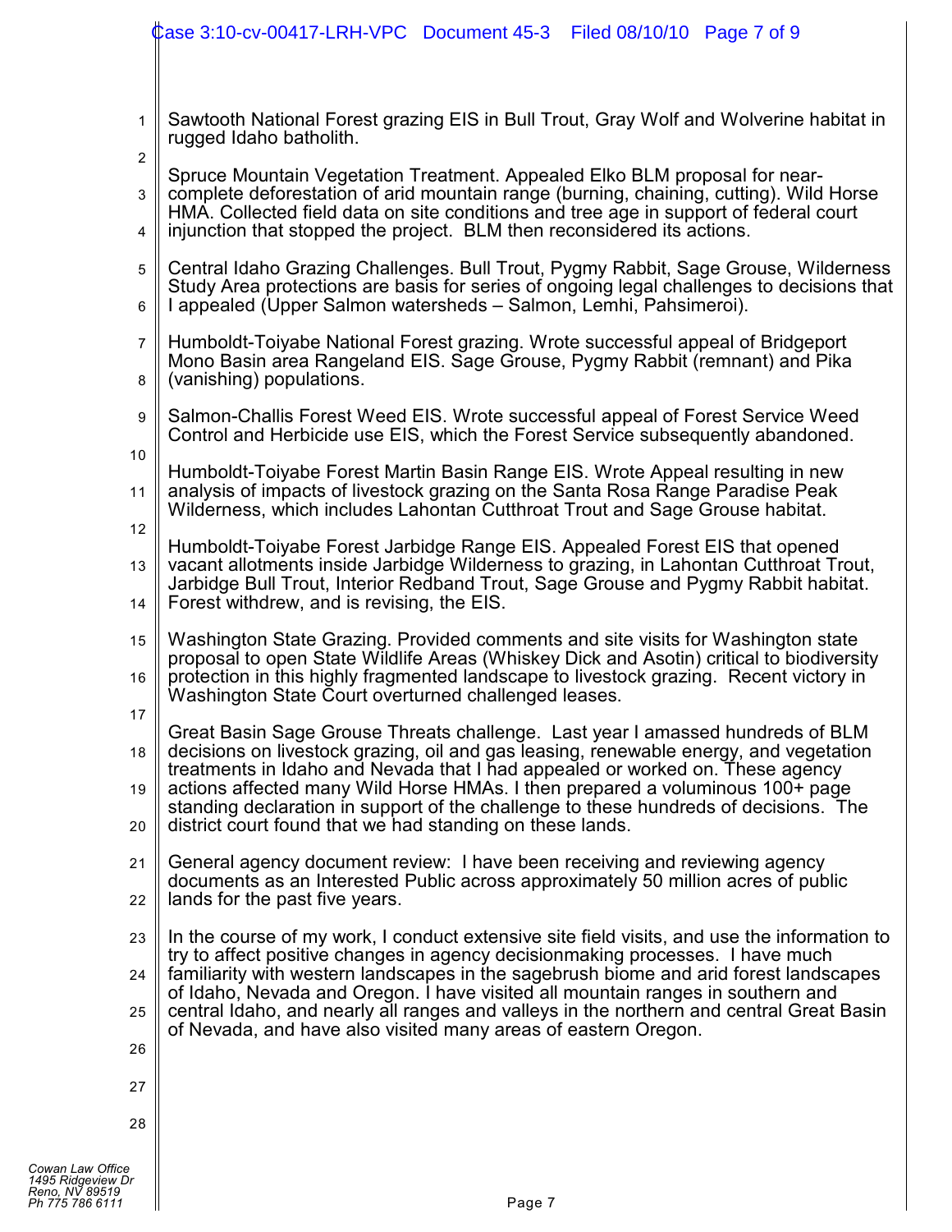Sawtooth National Forest grazing EIS in Bull Trout, Gray Wolf and Wolverine habitat in rugged Idaho batholith.

Spruce Mountain Vegetation Treatment. Appealed Elko BLM proposal for near-complete deforestation of arid mountain range (burning, chaining, cutting). Wild Horse HMA. Collected field data on site conditions and tree age in support of federal court injunction that stopped the project. BLM then reconsidered its actions.

Central Idaho Grazing Challenges. Bull Trout, Pygmy Rabbit, Sage Grouse, Wilderness Study Area protections are basis for series of ongoing legal challenges to decisions that I appealed (Upper Salmon watersheds – Salmon, Lemhi, Pahsimeroi).

Humboldt-Toiyabe National Forest grazing. Wrote successful appeal of Bridgeport Mono Basin area Rangeland EIS. Sage Grouse, Pygmy Rabbit (remnant) and Pika (vanishing) populations.

Salmon-Challis Forest Weed EIS. Wrote successful appeal of Forest Service Weed Control and Herbicide use EIS, which the Forest Service subsequently abandoned.

Humboldt-Toiyabe Forest Martin Basin Range EIS. Wrote Appeal resulting in new analysis of impacts of livestock grazing on the Santa Rosa Range Paradise Peak Wilderness, which includes Lahontan Cutthroat Trout and Sage Grouse habitat.

Humboldt-Toiyabe Forest Jarbidge Range EIS. Appealed Forest EIS that opened vacant allotments inside Jarbidge Wilderness to grazing, in Lahontan Cutthroat Trout, Jarbidge Bull Trout, Interior Redband Trout, Sage Grouse and Pygmy Rabbit habitat. Forest withdrew, and is revising, the EIS.

Washington State Grazing. Provided comments and site visits for Washington state proposal to open State Wildlife Areas (Whiskey Dick and Asotin) critical to biodiversity protection in this highly fragmented landscape to livestock grazing. Recent victory in Washington State Court overturned challenged leases.

Great Basin Sage Grouse Threats challenge. Last year I amassed hundreds of BLM decisions on livestock grazing, oil and gas leasing, renewable energy, and vegetation treatments in Idaho and Nevada that I had appealed or worked on. These agency actions affected many Wild Horse HMAs. I then prepared a voluminous 100+ page standing declaration in support of the challenge to these hundreds of decisions. The district court found that we had standing on these lands.

General agency document review: I have been receiving and reviewing agency documents as an Interested Public across approximately 50 million acres of public lands for the past five years.

In the course of my work, I conduct extensive site field visits, and use the information to try to affect positive changes in agency decisionmaking processes. I have much familiarity with western landscapes in the sagebrush biome and arid forest landscapes of Idaho, Nevada and Oregon. I have visited all mountain ranges in southern and central Idaho, and nearly all ranges and valleys in the northern and central Great Basin of Nevada, and have also visited many areas of eastern Oregon.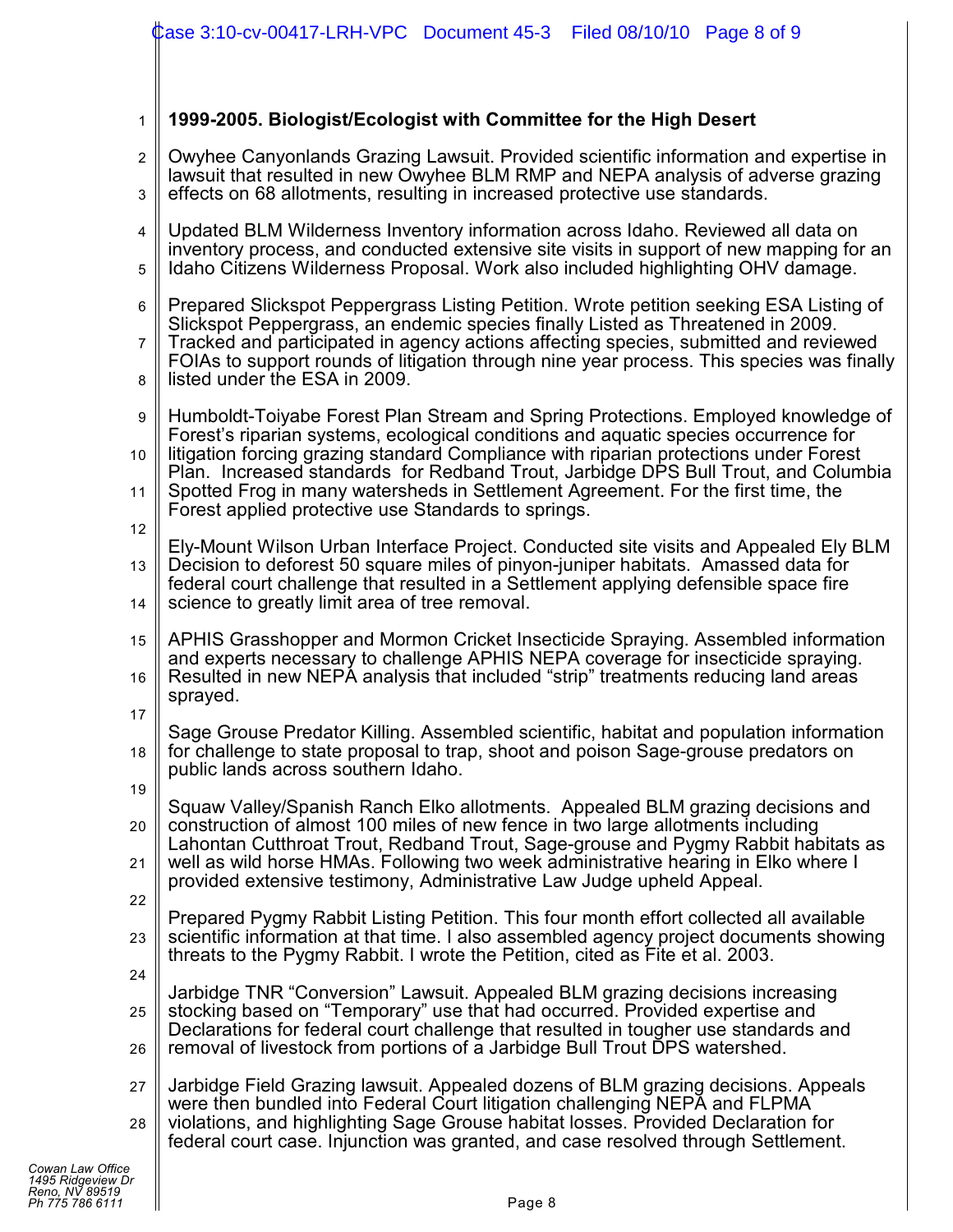**1999-2005. Biologist/Ecologist with Committee for the High Desert**

Owyhee Canyonlands Grazing Lawsuit. Provided scientific information and expertise in lawsuit that resulted in new Owyhee BLM RMP and NEPA analysis of adverse grazing effects on 68 allotments, resulting in increased protective use standards.

Updated BLM Wilderness Inventory information across Idaho. Reviewed all data on inventory process, and conducted extensive site visits in support of new mapping for an Idaho Citizens Wilderness Proposal. Work also included highlighting OHV damage.

Prepared Slickspot Peppergrass Listing Petition. Wrote petition seeking ESA Listing of Slickspot Peppergrass, an endemic species finally Listed as Threatened in 2009. Tracked and participated in agency actions affecting species, submitted and reviewed FOIAs to support rounds of litigation through nine year process. This species was finally listed under the ESA in 2009.

Humboldt-Toiyabe Forest Plan Stream and Spring Protections. Employed knowledge of Forest's riparian systems, ecological conditions and aquatic species occurrence for litigation forcing grazing standard Compliance with riparian protections under Forest Plan. Increased standards for Redband Trout, Jarbidge DPS Bull Trout, and Columbia Spotted Frog in many watersheds in Settlement Agreement. For the first time, the Forest applied protective use Standards to springs.

Ely-Mount Wilson Urban Interface Project. Conducted site visits and Appealed Ely BLM Decision to deforest 50 square miles of pinyon-juniper habitats. Amassed data for federal court challenge that resulted in a Settlement applying defensible space fire science to greatly limit area of tree removal.

APHIS Grasshopper and Mormon Cricket Insecticide Spraying. Assembled information and experts necessary to challenge APHIS NEPA coverage for insecticide spraying. Resulted in new NEPA analysis that included "strip" treatments reducing land areas sprayed.

Sage Grouse Predator Killing. Assembled scientific, habitat and population information for challenge to state proposal to trap, shoot and poison Sage-grouse predators on public lands across southern Idaho.

Squaw Valley/Spanish Ranch Elko allotments. Appealed BLM grazing decisions and construction of almost 100 miles of new fence in two large allotments including Lahontan Cutthroat Trout, Redband Trout, Sage-grouse and Pygmy Rabbit habitats as well as wild horse HMAs. Following two week administrative hearing in Elko where I provided extensive testimony, Administrative Law Judge upheld Appeal.

Prepared Pygmy Rabbit Listing Petition. This four month effort collected all available scientific information at that time. I also assembled agency project documents showing threats to the Pygmy Rabbit. I wrote the Petition, cited as Fite et al. 2003.

Jarbidge TNR "Conversion" Lawsuit. Appealed BLM grazing decisions increasing stocking based on "Temporary" use that had occurred. Provided expertise and Declarations for federal court challenge that resulted in tougher use standards and removal of livestock from portions of a Jarbidge Bull Trout DPS watershed.

Jarbidge Field Grazing lawsuit. Appealed dozens of BLM grazing decisions. Appeals were then bundled into Federal Court litigation challenging NEPA and FLPMA violations, and highlighting Sage Grouse habitat losses. Provided Declaration for federal court case. Injunction was granted, and case resolved through Settlement.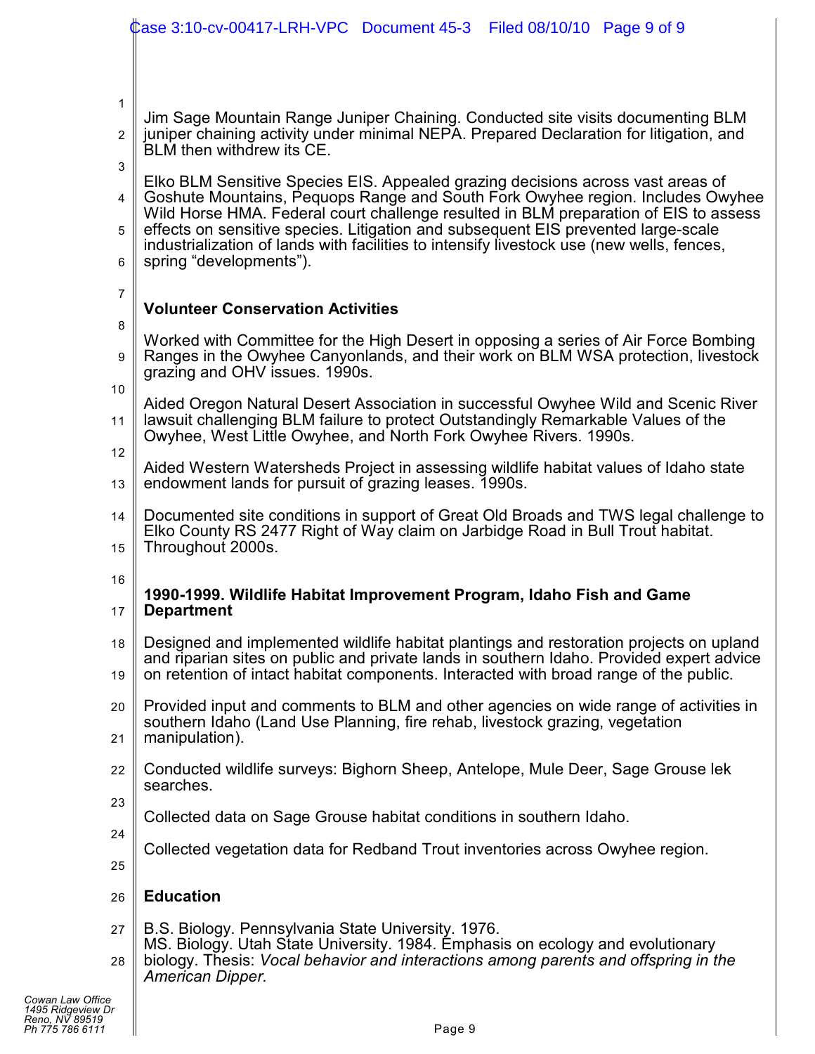Jim Sage Mountain Range Juniper Chaining. Conducted site visits documenting BLM juniper chaining activity under minimal NEPA. Prepared Declaration for litigation, and BLM then withdrew its CE.

Elko BLM Sensitive Species EIS. Appealed grazing decisions across vast areas of Goshute Mountains, Pequops Range and South Fork Owyhee region. Includes Owyhee Wild Horse HMA. Federal court challenge resulted in BLM preparation of EIS to assess effects on sensitive species. Litigation and subsequent EIS prevented large-scale industrialization of lands with facilities to intensify livestock use (new wells, fences, spring "developments").

**Volunteer Conservation Activities**

Worked with Committee for the High Desert in opposing a series of Air Force Bombing Ranges in the Owyhee Canyonlands, and their work on BLM WSA protection, livestock grazing and OHV issues. 1990s.

Aided Oregon Natural Desert Association in successful Owyhee Wild and Scenic River lawsuit challenging BLM failure to protect Outstandingly Remarkable Values of the Owyhee, West Little Owyhee, and North Fork Owyhee Rivers. 1990s.

Aided Western Watersheds Project in assessing wildlife habitat values of Idaho state endowment lands for pursuit of grazing leases. 1990s.

Documented site conditions in support of Great Old Broads and TWS legal challenge to Elko County RS 2477 Right of Way claim on Jarbidge Road in Bull Trout habitat. Throughout 2000s.

**1990-1999. Wildlife Habitat Improvement Program, Idaho Fish and Game Department**

Designed and implemented wildlife habitat plantings and restoration projects on upland and riparian sites on public and private lands in southern Idaho. Provided expert advice on retention of intact habitat components. Interacted with broad range of the public.

Provided input and comments to BLM and other agencies on wide range of activities in southern Idaho (Land Use Planning, fire rehab, livestock grazing, vegetation manipulation).

Conducted wildlife surveys: Bighorn Sheep, Antelope, Mule Deer, Sage Grouse lek searches.

Collected data on Sage Grouse habitat conditions in southern Idaho.

Collected vegetation data for Redband Trout inventories across Owyhee region.

**Education**

B.S. Biology. Pennsylvania State University. 1976.
MS. Biology. Utah State University. 1984. Emphasis on ecology and evolutionary biology. Thesis: *Vocal behavior and interactions among parents and offspring in the American Dipper.*